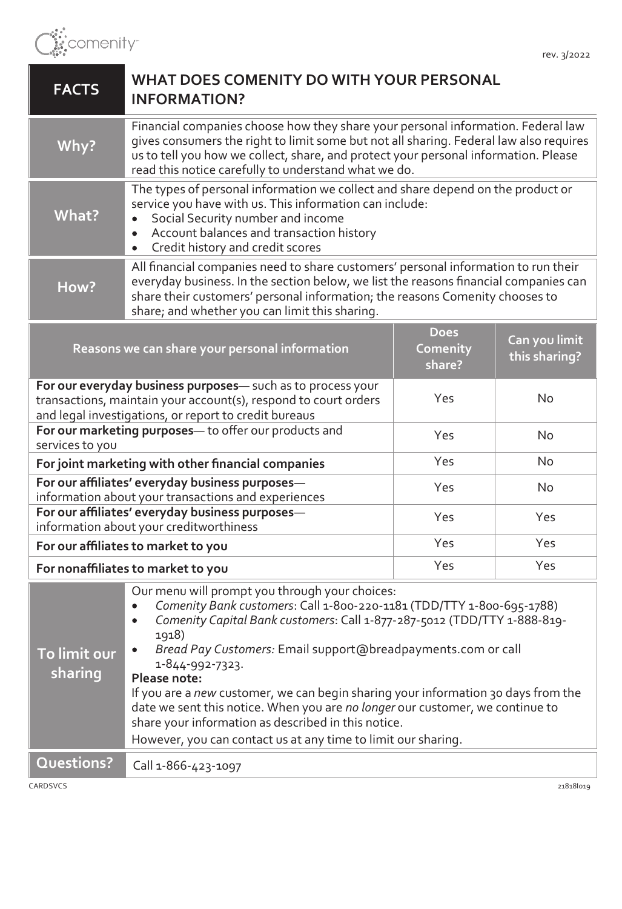comenity

rev. 3/2022

| FACTS | WHAT DOES COMENITY DO WITH YOUR PERSONAL INFORMATION? |
|---|---|
| **Why?** | Financial companies choose how they share your personal information. Federal law gives consumers the right to limit some but not all sharing. Federal law also requires us to tell you how we collect, share, and protect your personal information. Please read this notice carefully to understand what we do. |
| **What?** | The types of personal information we collect and share depend on the product or service you have with us. This information can include:<br>• Social Security number and income<br>• Account balances and transaction history<br>• Credit history and credit scores |
| **How?** | All financial companies need to share customers' personal information to run their everyday business. In the section below, we list the reasons financial companies can share their customers' personal information; the reasons Comenity chooses to share; and whether you can limit this sharing. |

| Reasons we can share your personal information | Does Comenity share? | Can you limit this sharing? |
|---|---|---|
| **For our everyday business purposes**— such as to process your transactions, maintain your account(s), respond to court orders and legal investigations, or report to credit bureaus | Yes | No |
| **For our marketing purposes**— to offer our products and services to you | Yes | No |
| **For joint marketing with other financial companies** | Yes | No |
| **For our affiliates' everyday business purposes**— information about your transactions and experiences | Yes | No |
| **For our affiliates' everyday business purposes**— information about your creditworthiness | Yes | Yes |
| **For our affiliates to market to you** | Yes | Yes |
| **For nonaffiliates to market to you** | Yes | Yes |

| To limit our sharing | Our menu will prompt you through your choices:<br>• *Comenity Bank customers*: Call 1-800-220-1181 (TDD/TTY 1-800-695-1788)<br>• *Comenity Capital Bank customers*: Call 1-877-287-5012 (TDD/TTY 1-888-819-1918)<br>• *Bread Pay Customers:* Email support@breadpayments.com or call 1-844-992-7323.<br>**Please note:**<br>If you are a *new* customer, we can begin sharing your information 30 days from the date we sent this notice. When you are *no longer* our customer, we continue to share your information as described in this notice.<br>However, you can contact us at any time to limit our sharing. |
|---|---|
| **Questions?** | Call 1-866-423-1097 |

CARDSVCS

21818l019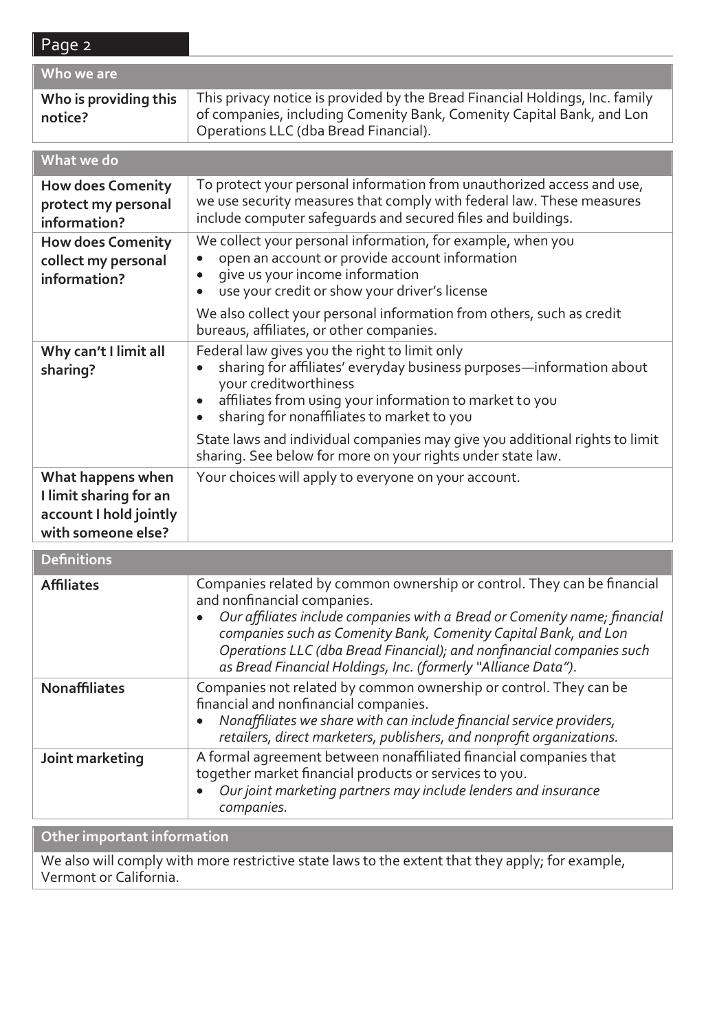| Who we are | |
|---|---|
| **Who is providing this notice?** | This privacy notice is provided by the Bread Financial Holdings, Inc. family of companies, including Comenity Bank, Comenity Capital Bank, and Lon Operations LLC (dba Bread Financial). |

| What we do | |
|---|---|
| **How does Comenity protect my personal information?** | To protect your personal information from unauthorized access and use, we use security measures that comply with federal law. These measures include computer safeguards and secured files and buildings. |
| **How does Comenity collect my personal information?** | We collect your personal information, for example, when you<br>• open an account or provide account information<br>• give us your income information<br>• use your credit or show your driver's license<br><br>We also collect your personal information from others, such as credit bureaus, affiliates, or other companies. |
| **Why can't I limit all sharing?** | Federal law gives you the right to limit only<br>• sharing for affiliates' everyday business purposes—information about your creditworthiness<br>• affiliates from using your information to market to you<br>• sharing for nonaffiliates to market to you<br><br>State laws and individual companies may give you additional rights to limit sharing. See below for more on your rights under state law. |
| **What happens when I limit sharing for an account I hold jointly with someone else?** | Your choices will apply to everyone on your account. |

| Definitions | |
|---|---|
| **Affiliates** | Companies related by common ownership or control. They can be financial and nonfinancial companies.<br>• *Our affiliates include companies with a Bread or Comenity name; financial companies such as Comenity Bank, Comenity Capital Bank, and Lon Operations LLC (dba Bread Financial); and nonfinancial companies such as Bread Financial Holdings, Inc. (formerly "Alliance Data").* |
| **Nonaffiliates** | Companies not related by common ownership or control. They can be financial and nonfinancial companies.<br>• *Nonaffiliates we share with can include financial service providers, retailers, direct marketers, publishers, and nonprofit organizations.* |
| **Joint marketing** | A formal agreement between nonaffiliated financial companies that together market financial products or services to you.<br>• *Our joint marketing partners may include lenders and insurance companies.* |

| Other important information |
|---|
| We also will comply with more restrictive state laws to the extent that they apply; for example, Vermont or California. |